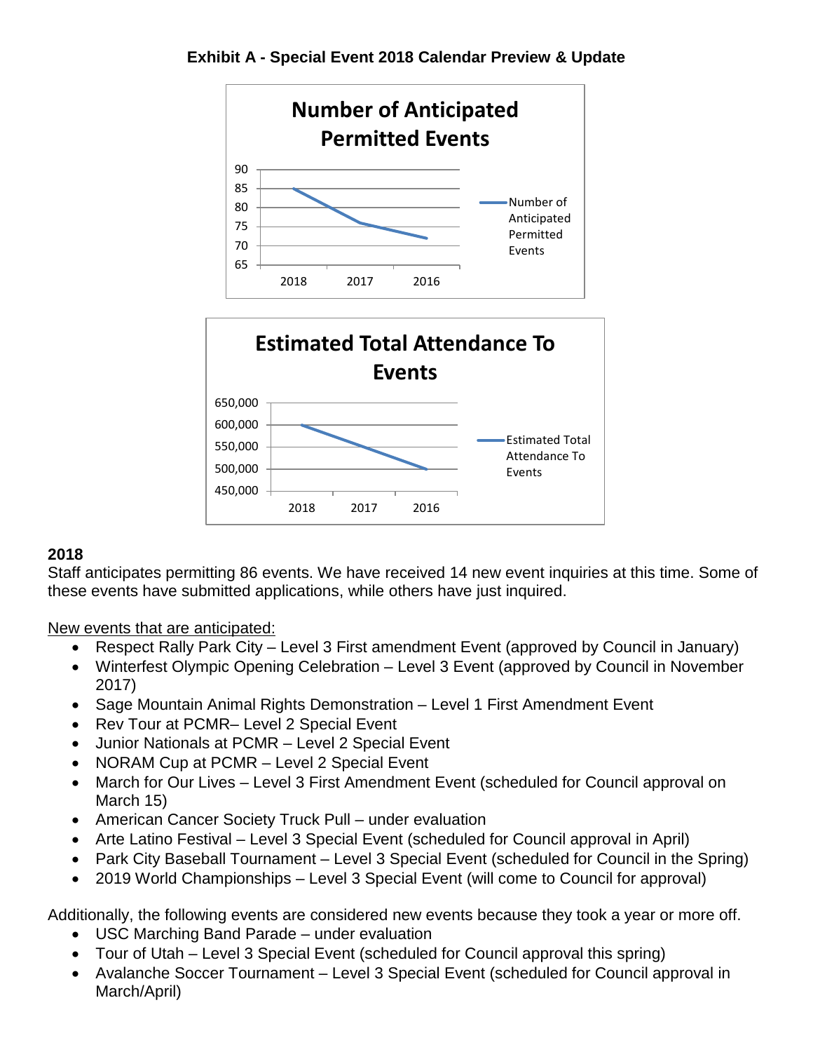**Exhibit A - Special Event 2018 Calendar Preview & Update**

Number of Anticipated Permitted Events

Estimated Total Attendance To Events

## 2018

Staff anticipates permitting 86 events. We have received 14 new event inquiries at this time. Some of these events have submitted applications, while others have just inquired.

New events that are anticipated:

- Respect Rally Park City – Level 3 First amendment Event (approved by Council in January)
- Winterfest Olympic Opening Celebration – Level 3 Event (approved by Council in November 2017)
- Sage Mountain Animal Rights Demonstration – Level 1 First Amendment Event
- Rev Tour at PCMR– Level 2 Special Event
- Junior Nationals at PCMR – Level 2 Special Event
- NORAM Cup at PCMR – Level 2 Special Event
- March for Our Lives – Level 3 First Amendment Event (scheduled for Council approval on March 15)
- American Cancer Society Truck Pull – under evaluation
- Arte Latino Festival – Level 3 Special Event (scheduled for Council approval in April)
- Park City Baseball Tournament – Level 3 Special Event (scheduled for Council in the Spring)
- 2019 World Championships – Level 3 Special Event (will come to Council for approval)

Additionally, the following events are considered new events because they took a year or more off.

- USC Marching Band Parade – under evaluation
- Tour of Utah – Level 3 Special Event (scheduled for Council approval this spring)
- Avalanche Soccer Tournament – Level 3 Special Event (scheduled for Council approval in March/April)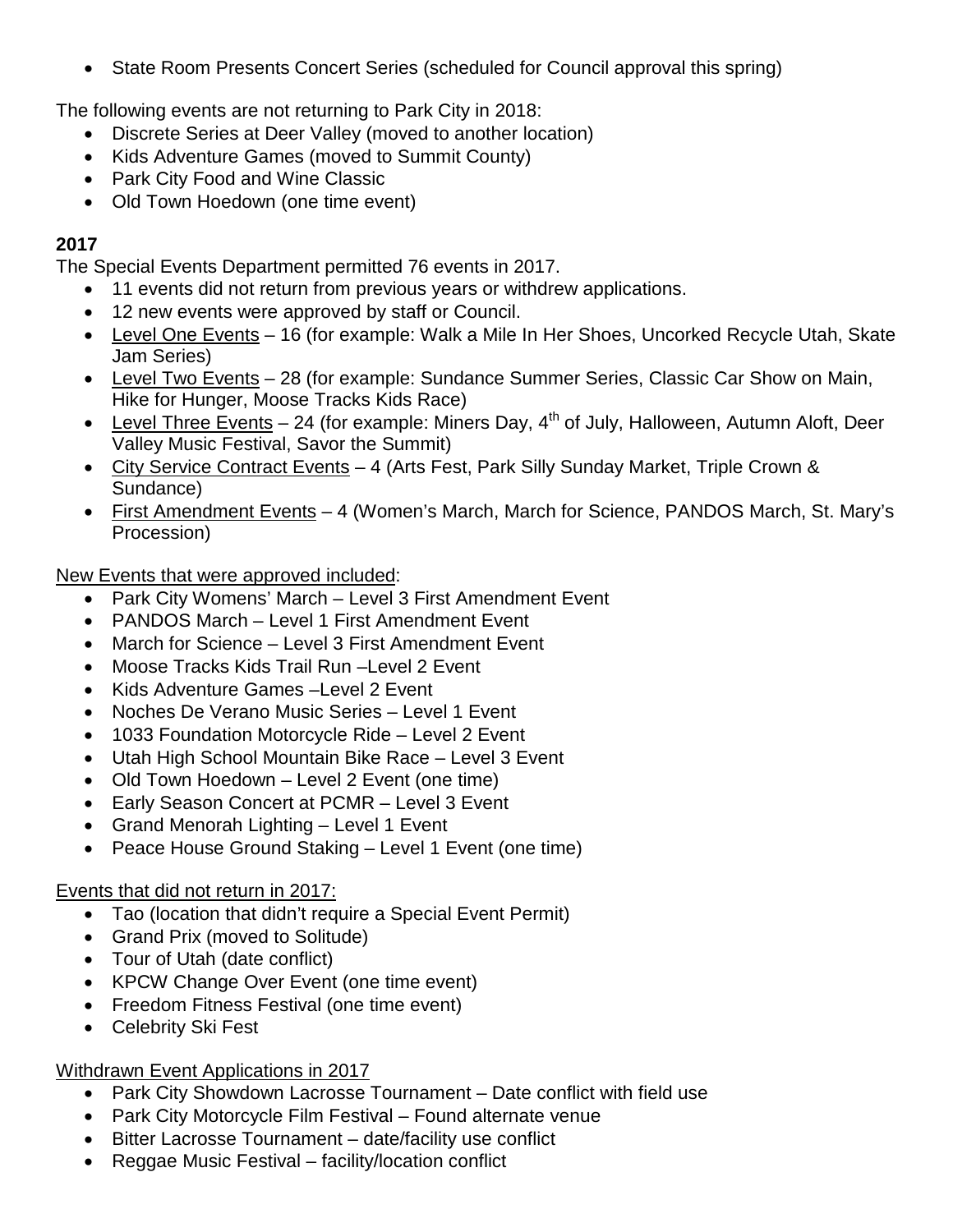- State Room Presents Concert Series (scheduled for Council approval this spring)

The following events are not returning to Park City in 2018:

- Discrete Series at Deer Valley (moved to another location)
- Kids Adventure Games (moved to Summit County)
- Park City Food and Wine Classic
- Old Town Hoedown (one time event)

**2017**

The Special Events Department permitted 76 events in 2017.

- 11 events did not return from previous years or withdrew applications.
- 12 new events were approved by staff or Council.
- Level One Events – 16 (for example: Walk a Mile In Her Shoes, Uncorked Recycle Utah, Skate Jam Series)
- Level Two Events – 28 (for example: Sundance Summer Series, Classic Car Show on Main, Hike for Hunger, Moose Tracks Kids Race)
- Level Three Events – 24 (for example: Miners Day, 4th of July, Halloween, Autumn Aloft, Deer Valley Music Festival, Savor the Summit)
- City Service Contract Events – 4 (Arts Fest, Park Silly Sunday Market, Triple Crown & Sundance)
- First Amendment Events – 4 (Women's March, March for Science, PANDOS March, St. Mary's Procession)

New Events that were approved included:

- Park City Womens' March – Level 3 First Amendment Event
- PANDOS March – Level 1 First Amendment Event
- March for Science – Level 3 First Amendment Event
- Moose Tracks Kids Trail Run –Level 2 Event
- Kids Adventure Games –Level 2 Event
- Noches De Verano Music Series – Level 1 Event
- 1033 Foundation Motorcycle Ride – Level 2 Event
- Utah High School Mountain Bike Race – Level 3 Event
- Old Town Hoedown – Level 2 Event (one time)
- Early Season Concert at PCMR – Level 3 Event
- Grand Menorah Lighting – Level 1 Event
- Peace House Ground Staking – Level 1 Event (one time)

Events that did not return in 2017:

- Tao (location that didn't require a Special Event Permit)
- Grand Prix (moved to Solitude)
- Tour of Utah (date conflict)
- KPCW Change Over Event (one time event)
- Freedom Fitness Festival (one time event)
- Celebrity Ski Fest

Withdrawn Event Applications in 2017

- Park City Showdown Lacrosse Tournament – Date conflict with field use
- Park City Motorcycle Film Festival – Found alternate venue
- Bitter Lacrosse Tournament – date/facility use conflict
- Reggae Music Festival – facility/location conflict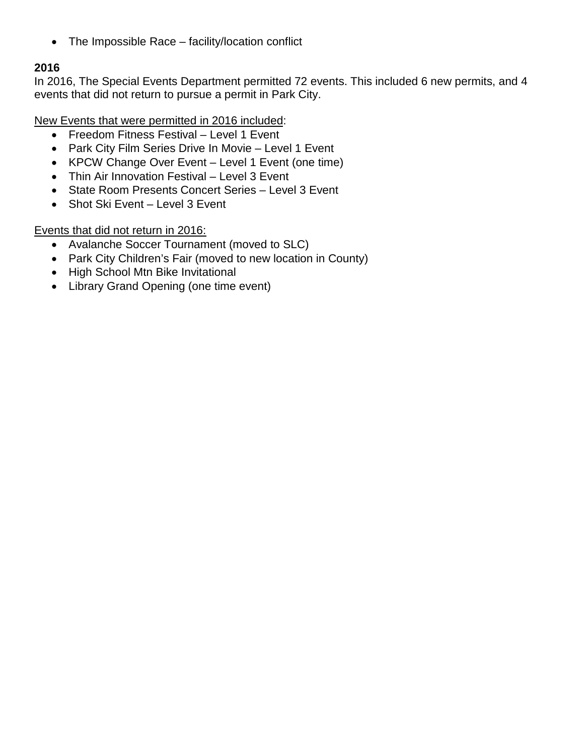- The Impossible Race – facility/location conflict

**2016**

In 2016, The Special Events Department permitted 72 events. This included 6 new permits, and 4 events that did not return to pursue a permit in Park City.

<u>New Events that were permitted in 2016 included</u>:

- Freedom Fitness Festival – Level 1 Event
- Park City Film Series Drive In Movie – Level 1 Event
- KPCW Change Over Event – Level 1 Event (one time)
- Thin Air Innovation Festival – Level 3 Event
- State Room Presents Concert Series – Level 3 Event
- Shot Ski Event – Level 3 Event

<u>Events that did not return in 2016:</u>

- Avalanche Soccer Tournament (moved to SLC)
- Park City Children's Fair (moved to new location in County)
- High School Mtn Bike Invitational
- Library Grand Opening (one time event)